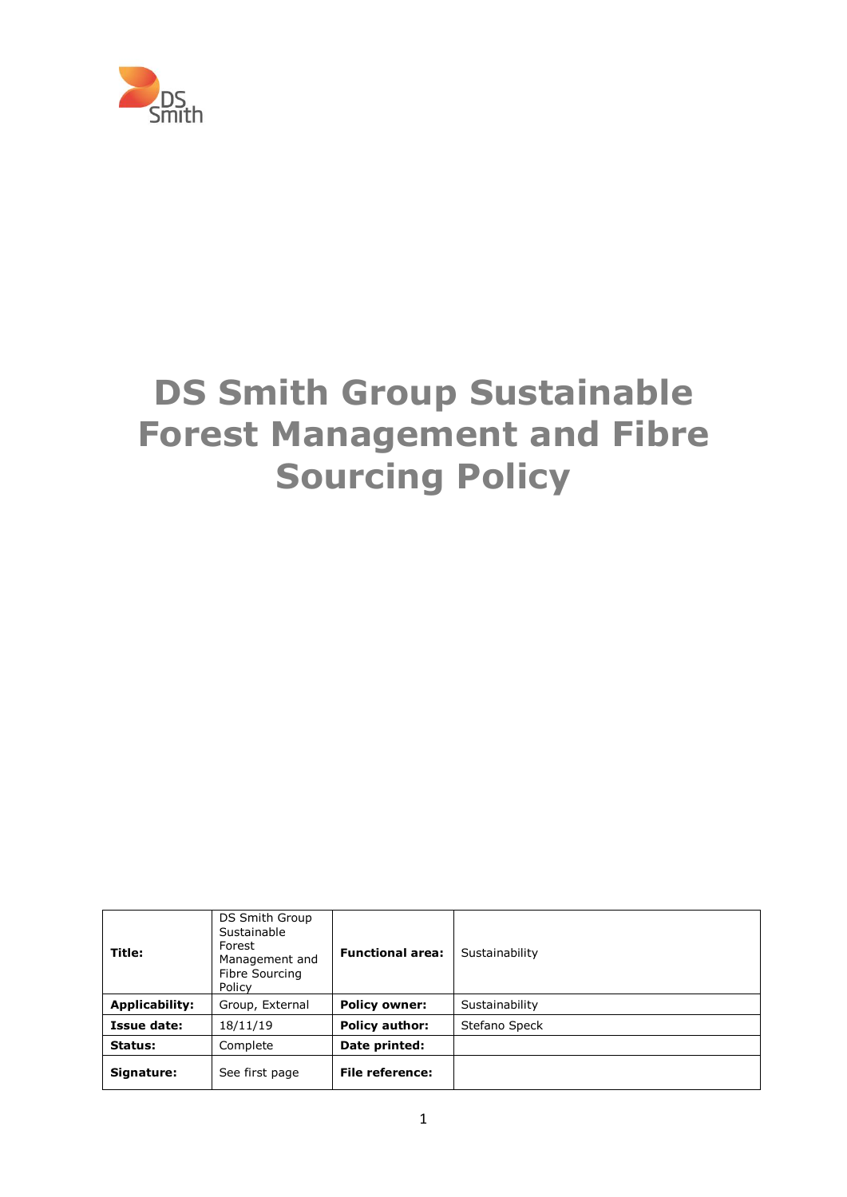DS Smith

# DS Smith Group Sustainable Forest Management and Fibre Sourcing Policy

| | | | |
|---|---|---|---|
| **Title:** | DS Smith Group Sustainable Forest Management and Fibre Sourcing Policy | **Functional area:** | Sustainability |
| **Applicability:** | Group, External | **Policy owner:** | Sustainability |
| **Issue date:** | 18/11/19 | **Policy author:** | Stefano Speck |
| **Status:** | Complete | **Date printed:** | |
| **Signature:** | See first page | **File reference:** | |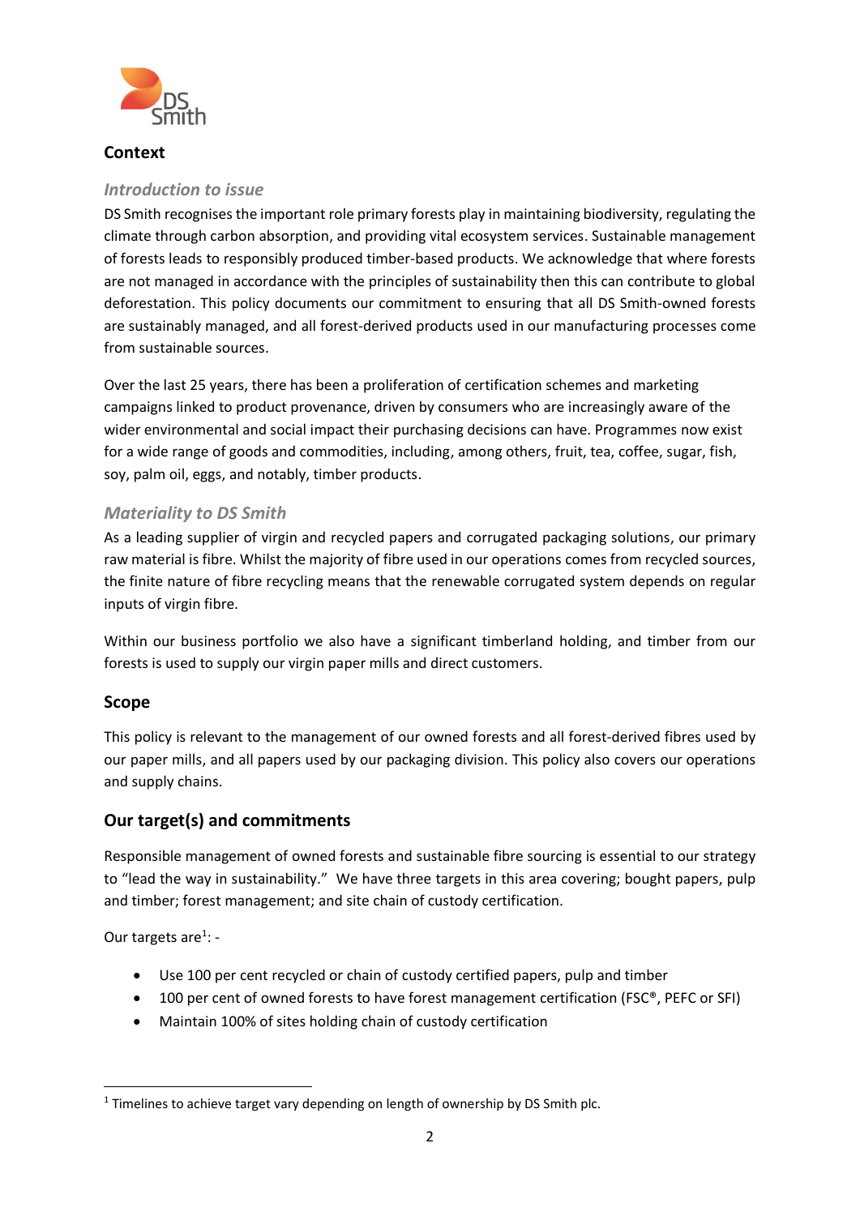## Context

### *Introduction to issue*

DS Smith recognises the important role primary forests play in maintaining biodiversity, regulating the climate through carbon absorption, and providing vital ecosystem services. Sustainable management of forests leads to responsibly produced timber-based products. We acknowledge that where forests are not managed in accordance with the principles of sustainability then this can contribute to global deforestation. This policy documents our commitment to ensuring that all DS Smith-owned forests are sustainably managed, and all forest-derived products used in our manufacturing processes come from sustainable sources.

Over the last 25 years, there has been a proliferation of certification schemes and marketing campaigns linked to product provenance, driven by consumers who are increasingly aware of the wider environmental and social impact their purchasing decisions can have. Programmes now exist for a wide range of goods and commodities, including, among others, fruit, tea, coffee, sugar, fish, soy, palm oil, eggs, and notably, timber products.

### *Materiality to DS Smith*

As a leading supplier of virgin and recycled papers and corrugated packaging solutions, our primary raw material is fibre. Whilst the majority of fibre used in our operations comes from recycled sources, the finite nature of fibre recycling means that the renewable corrugated system depends on regular inputs of virgin fibre.

Within our business portfolio we also have a significant timberland holding, and timber from our forests is used to supply our virgin paper mills and direct customers.

## Scope

This policy is relevant to the management of our owned forests and all forest-derived fibres used by our paper mills, and all papers used by our packaging division. This policy also covers our operations and supply chains.

## Our target(s) and commitments

Responsible management of owned forests and sustainable fibre sourcing is essential to our strategy to "lead the way in sustainability." We have three targets in this area covering; bought papers, pulp and timber; forest management; and site chain of custody certification.

Our targets are[1]: -

- Use 100 per cent recycled or chain of custody certified papers, pulp and timber
- 100 per cent of owned forests to have forest management certification (FSC®, PEFC or SFI)
- Maintain 100% of sites holding chain of custody certification

[1] Timelines to achieve target vary depending on length of ownership by DS Smith plc.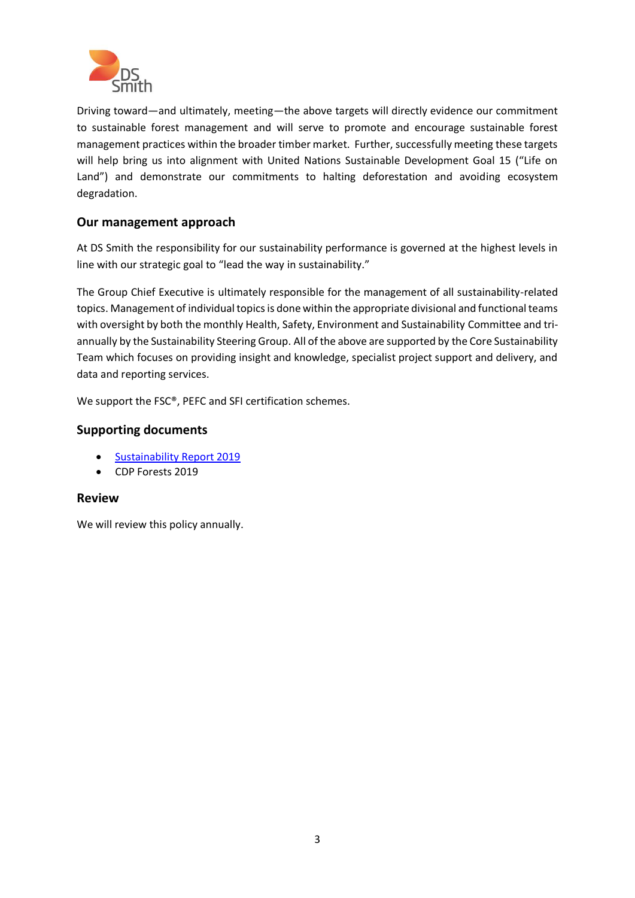Driving toward—and ultimately, meeting—the above targets will directly evidence our commitment to sustainable forest management and will serve to promote and encourage sustainable forest management practices within the broader timber market. Further, successfully meeting these targets will help bring us into alignment with United Nations Sustainable Development Goal 15 ("Life on Land") and demonstrate our commitments to halting deforestation and avoiding ecosystem degradation.

## Our management approach

At DS Smith the responsibility for our sustainability performance is governed at the highest levels in line with our strategic goal to "lead the way in sustainability."

The Group Chief Executive is ultimately responsible for the management of all sustainability-related topics. Management of individual topics is done within the appropriate divisional and functional teams with oversight by both the monthly Health, Safety, Environment and Sustainability Committee and tri-annually by the Sustainability Steering Group. All of the above are supported by the Core Sustainability Team which focuses on providing insight and knowledge, specialist project support and delivery, and data and reporting services.

We support the FSC®, PEFC and SFI certification schemes.

## Supporting documents

- Sustainability Report 2019
- CDP Forests 2019

## Review

We will review this policy annually.